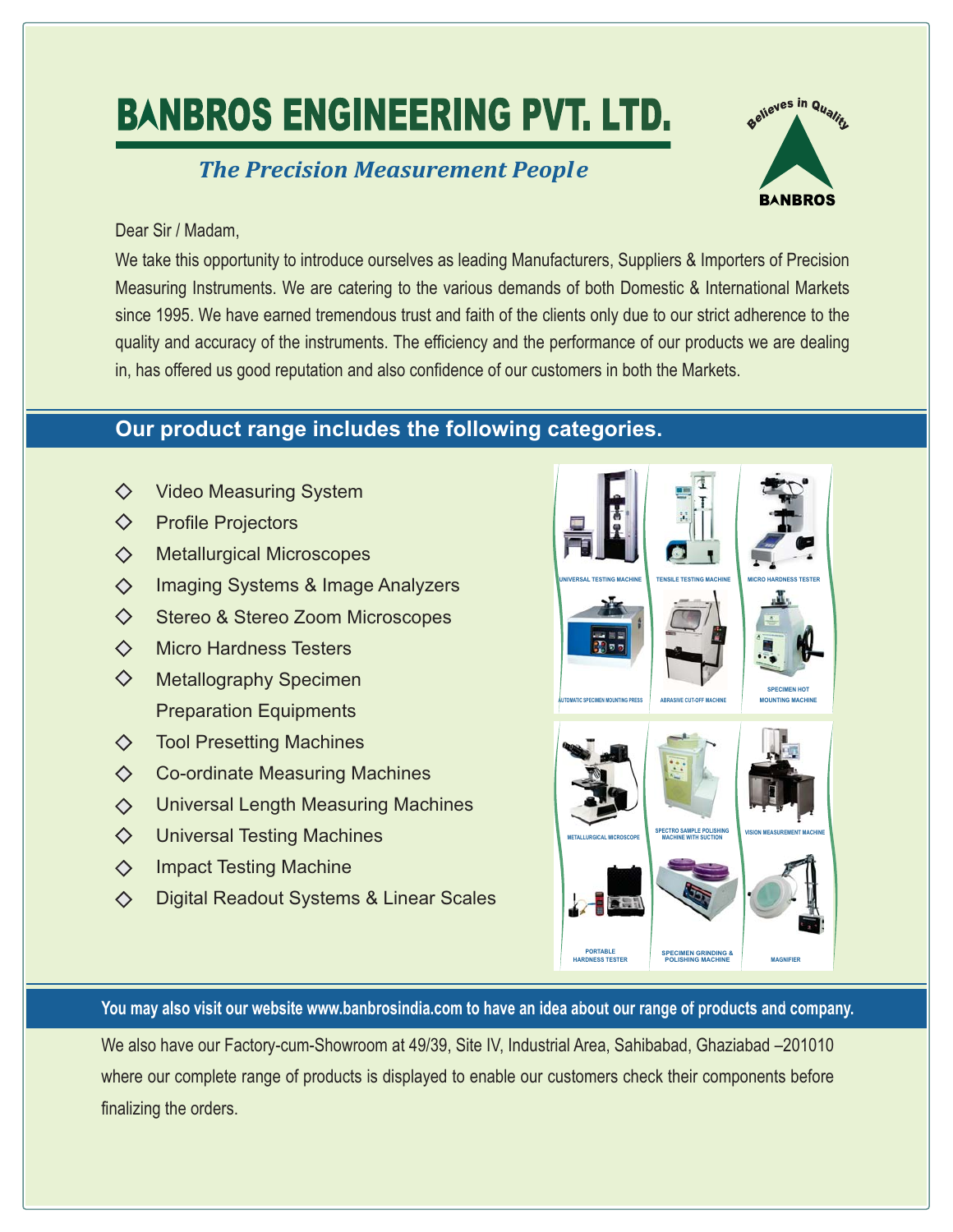# BANBROS ENGINEERING PVT. LTD.

*The Precision Measurement People*

Believes in Quality

BANBROS

Dear Sir / Madam,

We take this opportunity to introduce ourselves as leading Manufacturers, Suppliers & Importers of Precision Measuring Instruments. We are catering to the various demands of both Domestic & International Markets since 1995. We have earned tremendous trust and faith of the clients only due to our strict adherence to the quality and accuracy of the instruments. The efficiency and the performance of our products we are dealing in, has offered us good reputation and also confidence of our customers in both the Markets.

## Our product range includes the following categories.

- Video Measuring System
- Profile Projectors
- Metallurgical Microscopes
- Imaging Systems & Image Analyzers
- Stereo & Stereo Zoom Microscopes
- Micro Hardness Testers
- Metallography Specimen Preparation Equipments
- Tool Presetting Machines
- Co-ordinate Measuring Machines
- Universal Length Measuring Machines
- Universal Testing Machines
- Impact Testing Machine
- Digital Readout Systems & Linear Scales

UNIVERSAL TESTING MACHINE | TENSILE TESTING MACHINE | MICRO HARDNESS TESTER

AUTOMATIC SPECIMEN MOUNTING PRESS | ABRASIVE CUT-OFF MACHINE | SPECIMEN HOT MOUNTING MACHINE

METALLURGICAL MICROSCOPE | SPECTRO SAMPLE POLISHING MACHINE WITH SUCTION | VISION MEASUREMENT MACHINE

PORTABLE HARDNESS TESTER | SPECIMEN GRINDING & POLISHING MACHINE | MAGNIFIER

**You may also visit our website www.banbrosindia.com to have an idea about our range of products and company.**

We also have our Factory-cum-Showroom at 49/39, Site IV, Industrial Area, Sahibabad, Ghaziabad –201010 where our complete range of products is displayed to enable our customers check their components before finalizing the orders.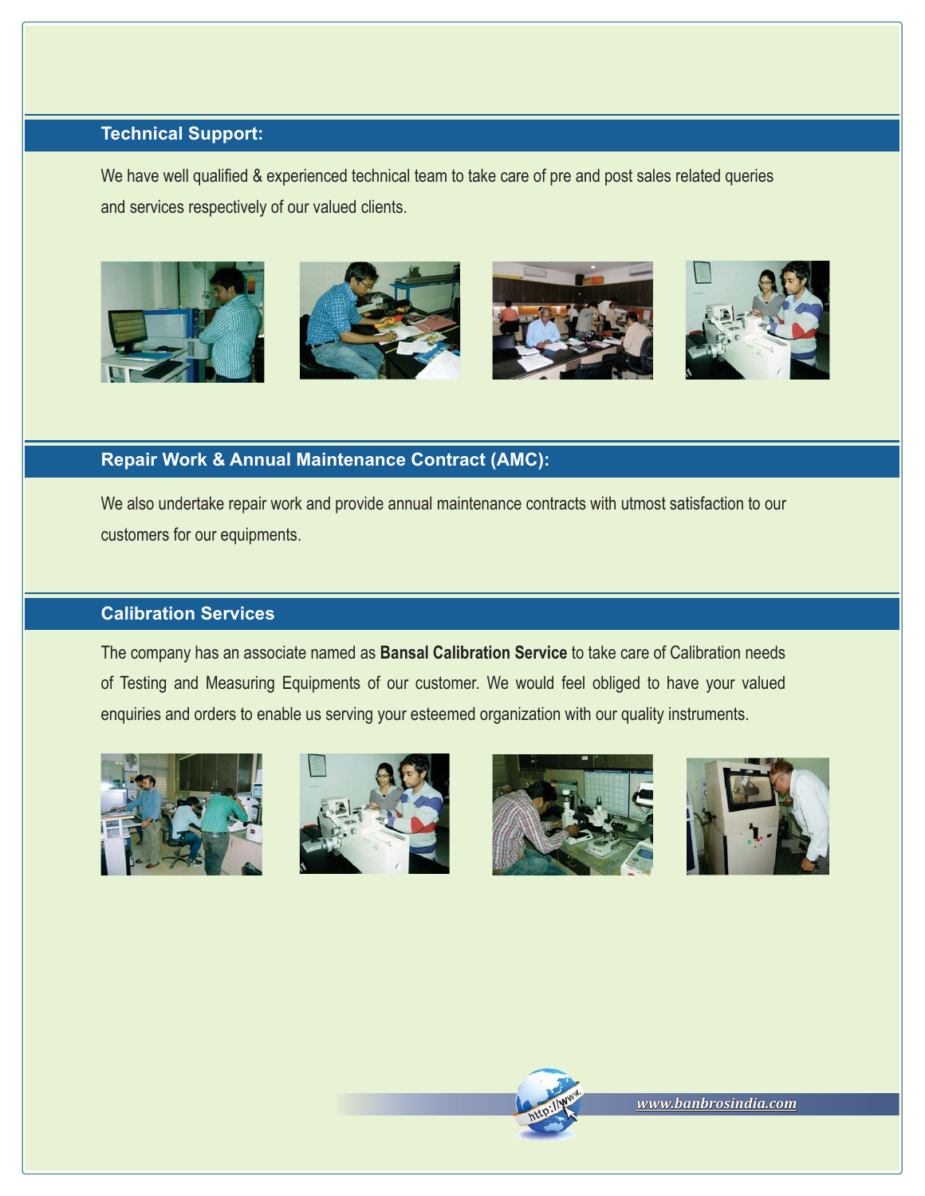## Technical Support:

We have well qualified & experienced technical team to take care of pre and post sales related queries and services respectively of our valued clients.

## Repair Work & Annual Maintenance Contract (AMC):

We also undertake repair work and provide annual maintenance contracts with utmost satisfaction to our customers for our equipments.

## Calibration Services

The company has an associate named as **Bansal Calibration Service** to take care of Calibration needs of Testing and Measuring Equipments of our customer. We would feel obliged to have your valued enquiries and orders to enable us serving your esteemed organization with our quality instruments.

www.banbrosindia.com